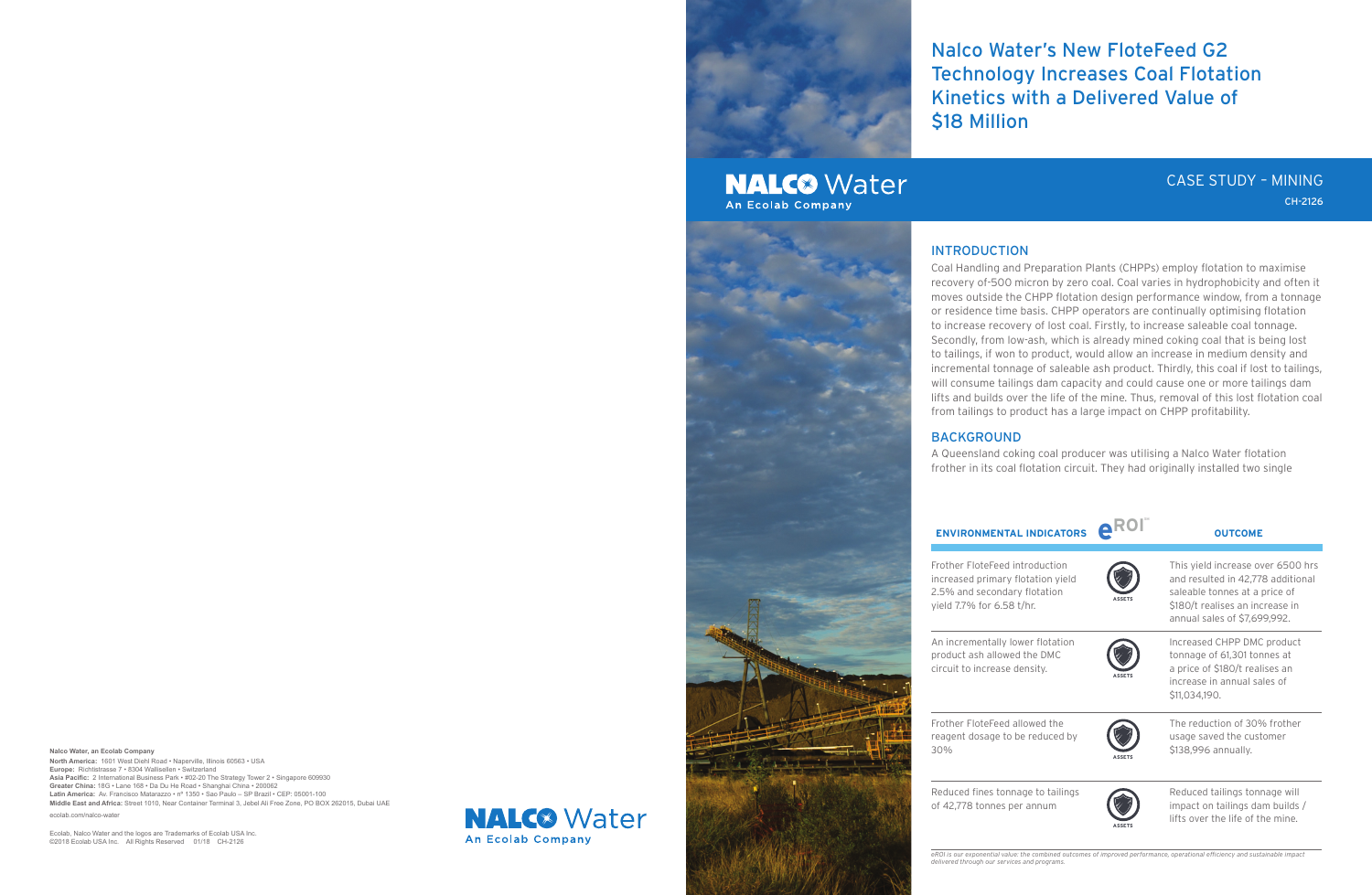# Nalco Water's New FloteFeed G2 Technology Increases Coal Flotation Kinetics with a Delivered Value of $18 Million

**NALCO Water**
An Ecolab Company

## CASE STUDY – MINING

CH-2126

## INTRODUCTION

Coal Handling and Preparation Plants (CHPPs) employ flotation to maximise recovery of-500 micron by zero coal. Coal varies in hydrophobicity and often it moves outside the CHPP flotation design performance window, from a tonnage or residence time basis. CHPP operators are continually optimising flotation to increase recovery of lost coal. Firstly, to increase saleable coal tonnage. Secondly, from low-ash, which is already mined coking coal that is being lost to tailings, if won to product, would allow an increase in medium density and incremental tonnage of saleable ash product. Thirdly, this coal if lost to tailings, will consume tailings dam capacity and could cause one or more tailings dam lifts and builds over the life of the mine. Thus, removal of this lost flotation coal from tailings to product has a large impact on CHPP profitability.

## BACKGROUND

A Queensland coking coal producer was utilising a Nalco Water flotation frother in its coal flotation circuit. They had originally installed two single

| ENVIRONMENTAL INDICATORS | eROI™ | OUTCOME |
|---|---|---|
| Frother FloteFeed introduction increased primary flotation yield 2.5% and secondary flotation yield 7.7% for 6.58 t/hr. | ASSETS | This yield increase over 6500 hrs and resulted in 42,778 additional saleable tonnes at a price of $180/t realises an increase in annual sales of $7,699,992. |
| An incrementally lower flotation product ash allowed the DMC circuit to increase density. | ASSETS | Increased CHPP DMC product tonnage of 61,301 tonnes at a price of $180/t realises an increase in annual sales of $11,034,190. |
| Frother FloteFeed allowed the reagent dosage to be reduced by 30% | ASSETS | The reduction of 30% frother usage saved the customer $138,996 annually. |
| Reduced fines tonnage to tailings of 42,778 tonnes per annum | ASSETS | Reduced tailings tonnage will impact on tailings dam builds / lifts over the life of the mine. |

*eROI is our exponential value: the combined outcomes of improved performance, operational efficiency and sustainable impact delivered through our services and programs.*

**Nalco Water, an Ecolab Company**

**North America:** 1601 West Diehl Road • Naperville, Illinois 60563 • USA
**Europe:** Richtistrasse 7 • 8304 Wallisellen • Switzerland
**Asia Pacific:** 2 International Business Park • #02-20 The Strategy Tower 2 • Singapore 609930
**Greater China:** 18G • Lane 168 • Da Du He Road • Shanghai China • 200062
**Latin America:** Av. Francisco Matarazzo • nº 1350 • Sao Paulo – SP Brazil • CEP: 05001-100
**Middle East and Africa:** Street 1010, Near Container Terminal 3, Jebel Ali Free Zone, PO BOX 262015, Dubai UAE

ecolab.com/nalco-water

Ecolab, Nalco Water and the logos are Trademarks of Ecolab USA Inc.
©2018 Ecolab USA Inc. All Rights Reserved 01/18 CH-2126

**NALCO Water**
An Ecolab Company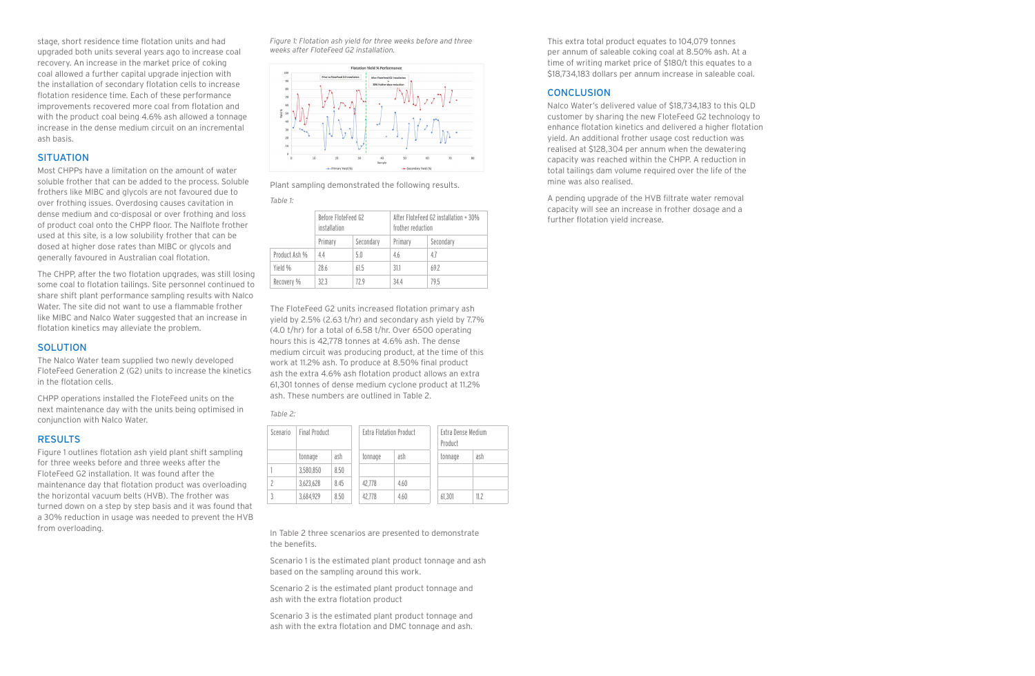stage, short residence time flotation units and had upgraded both units several years ago to increase coal recovery. An increase in the market price of coking coal allowed a further capital upgrade injection with the installation of secondary flotation cells to increase flotation residence time. Each of these performance improvements recovered more coal from flotation and with the product coal being 4.6% ash allowed a tonnage increase in the dense medium circuit on an incremental ash basis.

## SITUATION

Most CHPPs have a limitation on the amount of water soluble frother that can be added to the process. Soluble frothers like MIBC and glycols are not favoured due to over frothing issues. Overdosing causes cavitation in dense medium and co-disposal or over frothing and loss of product coal onto the CHPP floor. The Nalflote frother used at this site, is a low solubility frother that can be dosed at higher dose rates than MIBC or glycols and generally favoured in Australian coal flotation.

The CHPP, after the two flotation upgrades, was still losing some coal to flotation tailings. Site personnel continued to share shift plant performance sampling results with Nalco Water. The site did not want to use a flammable frother like MIBC and Nalco Water suggested that an increase in flotation kinetics may alleviate the problem.

## SOLUTION

The Nalco Water team supplied two newly developed FloteFeed Generation 2 (G2) units to increase the kinetics in the flotation cells.

CHPP operations installed the FloteFeed units on the next maintenance day with the units being optimised in conjunction with Nalco Water.

## RESULTS

Figure 1 outlines flotation ash yield plant shift sampling for three weeks before and three weeks after the FloteFeed G2 installation. It was found after the maintenance day that flotation product was overloading the horizontal vacuum belts (HVB). The frother was turned down on a step by step basis and it was found that a 30% reduction in usage was needed to prevent the HVB from overloading.

*Figure 1: Flotation ash yield for three weeks before and three weeks after FloteFeed G2 installation.*

Flotation Yield % Performance

Prior to FloteFeed G2 installation

After FloteFeed G2 installation

30% frother dose reduction

Yield %

0 10 20 30 40 50 60 70 80 90 100

Sample

0 10 20 30 40 50 60 70 80

Primary Yield (%)

Secondary Yield (%)

Plant sampling demonstrated the following results.

*Table 1:*

| | Before FloteFeed G2 installation | | After FloteFeed G2 installation + 30% frother reduction | |
|---|---|---|---|---|
| | Primary | Secondary | Primary | Secondary |
| Product Ash % | 4.4 | 5.0 | 4.6 | 4.7 |
| Yield % | 28.6 | 61.5 | 31.1 | 69.2 |
| Recovery % | 32.3 | 72.9 | 34.4 | 79.5 |

The FloteFeed G2 units increased flotation primary ash yield by 2.5% (2.63 t/hr) and secondary ash yield by 7.7% (4.0 t/hr) for a total of 6.58 t/hr. Over 6500 operating hours this is 42,778 tonnes at 4.6% ash. The dense medium circuit was producing product, at the time of this work at 11.2% ash. To produce at 8.50% final product ash the extra 4.6% ash flotation product allows an extra 61,301 tonnes of dense medium cyclone product at 11.2% ash. These numbers are outlined in Table 2.

*Table 2:*

| Scenario | Final Product | | Extra Flotation Product | | Extra Dense Medium Product | |
|---|---|---|---|---|---|---|
| | tonnage | ash | tonnage | ash | tonnage | ash |
| 1 | 3,580,850 | 8.50 | | | | |
| 2 | 3,623,628 | 8.45 | 42,778 | 4.60 | | |
| 3 | 3,684,929 | 8.50 | 42,778 | 4.60 | 61,301 | 11.2 |

In Table 2 three scenarios are presented to demonstrate the benefits.

Scenario 1 is the estimated plant product tonnage and ash based on the sampling around this work.

Scenario 2 is the estimated plant product tonnage and ash with the extra flotation product

Scenario 3 is the estimated plant product tonnage and ash with the extra flotation and DMC tonnage and ash.

This extra total product equates to 104,079 tonnes per annum of saleable coking coal at 8.50% ash. At a time of writing market price of $180/t this equates to a $18,734,183 dollars per annum increase in saleable coal.

## CONCLUSION

Nalco Water's delivered value of $18,734,183 to this QLD customer by sharing the new FloteFeed G2 technology to enhance flotation kinetics and delivered a higher flotation yield. An additional frother usage cost reduction was realised at $128,304 per annum when the dewatering capacity was reached within the CHPP. A reduction in total tailings dam volume required over the life of the mine was also realised.

A pending upgrade of the HVB filtrate water removal capacity will see an increase in frother dosage and a further flotation yield increase.